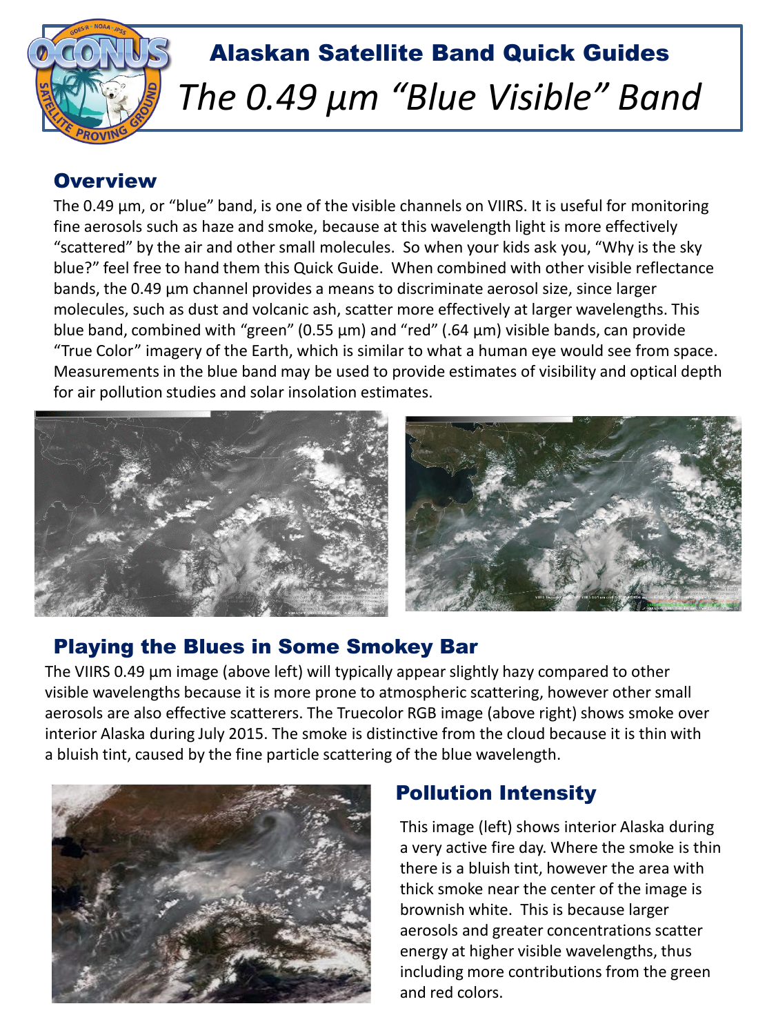# Alaskan Satellite Band Quick Guides

## *The 0.49 µm "Blue Visible" Band*

### Overview

The 0.49 µm, or "blue" band, is one of the visible channels on VIIRS. It is useful for monitoring fine aerosols such as haze and smoke, because at this wavelength light is more effectively "scattered" by the air and other small molecules. So when your kids ask you, "Why is the sky blue?" feel free to hand them this Quick Guide. When combined with other visible reflectance bands, the 0.49 µm channel provides a means to discriminate aerosol size, since larger molecules, such as dust and volcanic ash, scatter more effectively at larger wavelengths. This blue band, combined with "green" (0.55 µm) and "red" (.64 µm) visible bands, can provide "True Color" imagery of the Earth, which is similar to what a human eye would see from space. Measurements in the blue band may be used to provide estimates of visibility and optical depth for air pollution studies and solar insolation estimates.

### Playing the Blues in Some Smokey Bar

The VIIRS 0.49 µm image (above left) will typically appear slightly hazy compared to other visible wavelengths because it is more prone to atmospheric scattering, however other small aerosols are also effective scatterers. The Truecolor RGB image (above right) shows smoke over interior Alaska during July 2015. The smoke is distinctive from the cloud because it is thin with a bluish tint, caused by the fine particle scattering of the blue wavelength.

### Pollution Intensity

This image (left) shows interior Alaska during a very active fire day. Where the smoke is thin there is a bluish tint, however the area with thick smoke near the center of the image is brownish white. This is because larger aerosols and greater concentrations scatter energy at higher visible wavelengths, thus including more contributions from the green and red colors.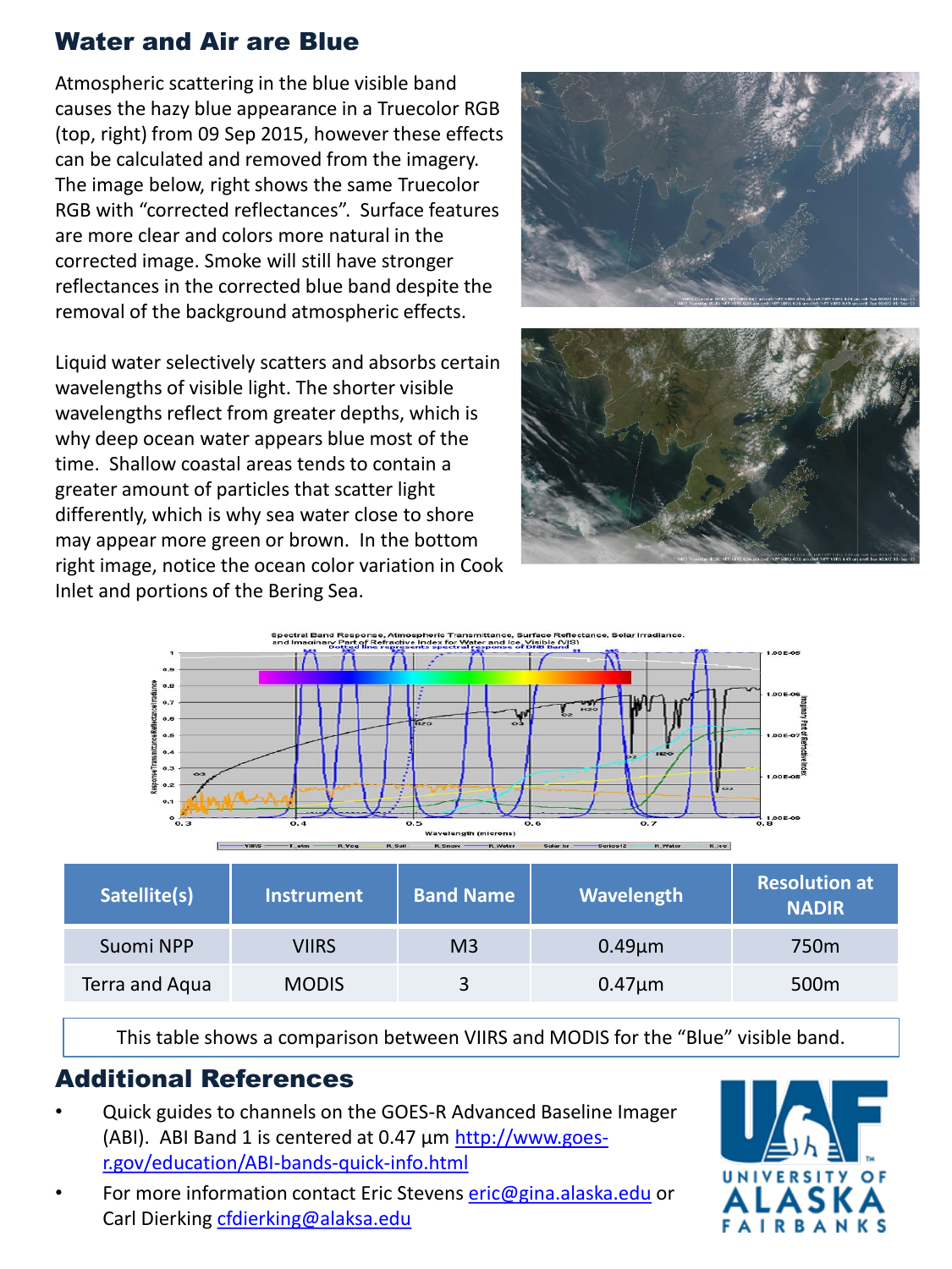## Water and Air are Blue

Atmospheric scattering in the blue visible band causes the hazy blue appearance in a Truecolor RGB (top, right) from 09 Sep 2015, however these effects can be calculated and removed from the imagery. The image below, right shows the same Truecolor RGB with "corrected reflectances". Surface features are more clear and colors more natural in the corrected image. Smoke will still have stronger reflectances in the corrected blue band despite the removal of the background atmospheric effects.

Liquid water selectively scatters and absorbs certain wavelengths of visible light. The shorter visible wavelengths reflect from greater depths, which is why deep ocean water appears blue most of the time. Shallow coastal areas tends to contain a greater amount of particles that scatter light differently, which is why sea water close to shore may appear more green or brown. In the bottom right image, notice the ocean color variation in Cook Inlet and portions of the Bering Sea.

Spectral Band Response, Atmospheric Transmittance, Surface Reflectance, Solar Irradiance, and Imaginary Part of Refractive Index for Water and Ice: Visible (VIS)
Dotted line represents spectral response of DNB Band

Wavelength (microns)

| Satellite(s) | Instrument | Band Name | Wavelength | Resolution at NADIR |
|---|---|---|---|---|
| Suomi NPP | VIIRS | M3 | 0.49µm | 750m |
| Terra and Aqua | MODIS | 3 | 0.47µm | 500m |

This table shows a comparison between VIIRS and MODIS for the "Blue" visible band.

## Additional References

- Quick guides to channels on the GOES-R Advanced Baseline Imager (ABI). ABI Band 1 is centered at 0.47 µm http://www.goes-r.gov/education/ABI-bands-quick-info.html
- For more information contact Eric Stevens eric@gina.alaska.edu or Carl Dierking cfdierking@alaksa.edu